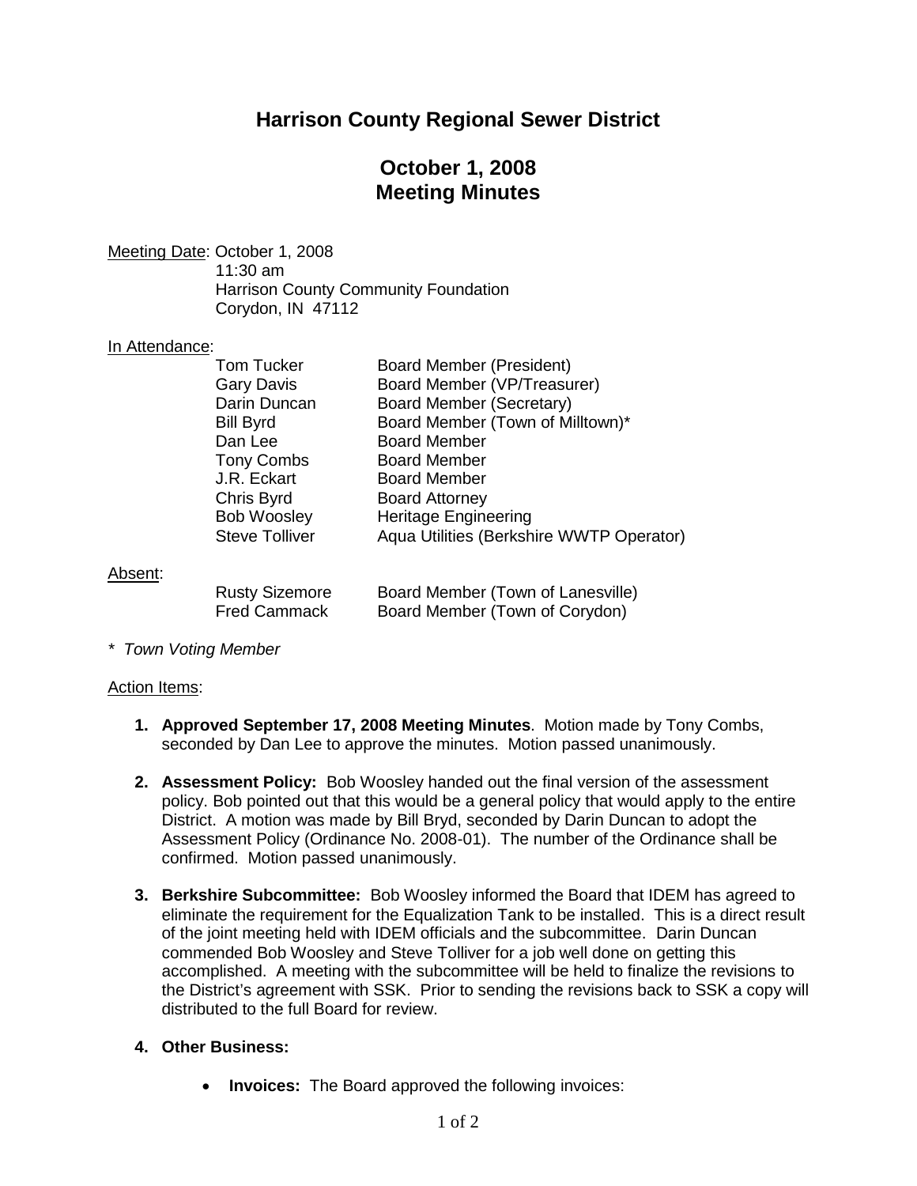# Harrison County Regional Sewer District

## October 1, 2008
## Meeting Minutes

Meeting Date: October 1, 2008
11:30 am
Harrison County Community Foundation
Corydon, IN 47112

In Attendance:

| | |
|---|---|
| Tom Tucker | Board Member (President) |
| Gary Davis | Board Member (VP/Treasurer) |
| Darin Duncan | Board Member (Secretary) |
| Bill Byrd | Board Member (Town of Milltown)* |
| Dan Lee | Board Member |
| Tony Combs | Board Member |
| J.R. Eckart | Board Member |
| Chris Byrd | Board Attorney |
| Bob Woosley | Heritage Engineering |
| Steve Tolliver | Aqua Utilities (Berkshire WWTP Operator) |

Absent:

| | |
|---|---|
| Rusty Sizemore | Board Member (Town of Lanesville) |
| Fred Cammack | Board Member (Town of Corydon) |

*\* Town Voting Member*

Action Items:

1. **Approved September 17, 2008 Meeting Minutes**. Motion made by Tony Combs, seconded by Dan Lee to approve the minutes. Motion passed unanimously.

2. **Assessment Policy:** Bob Woosley handed out the final version of the assessment policy. Bob pointed out that this would be a general policy that would apply to the entire District. A motion was made by Bill Bryd, seconded by Darin Duncan to adopt the Assessment Policy (Ordinance No. 2008-01). The number of the Ordinance shall be confirmed. Motion passed unanimously.

3. **Berkshire Subcommittee:** Bob Woosley informed the Board that IDEM has agreed to eliminate the requirement for the Equalization Tank to be installed. This is a direct result of the joint meeting held with IDEM officials and the subcommittee. Darin Duncan commended Bob Woosley and Steve Tolliver for a job well done on getting this accomplished. A meeting with the subcommittee will be held to finalize the revisions to the District's agreement with SSK. Prior to sending the revisions back to SSK a copy will distributed to the full Board for review.

4. **Other Business:**

   - **Invoices:** The Board approved the following invoices: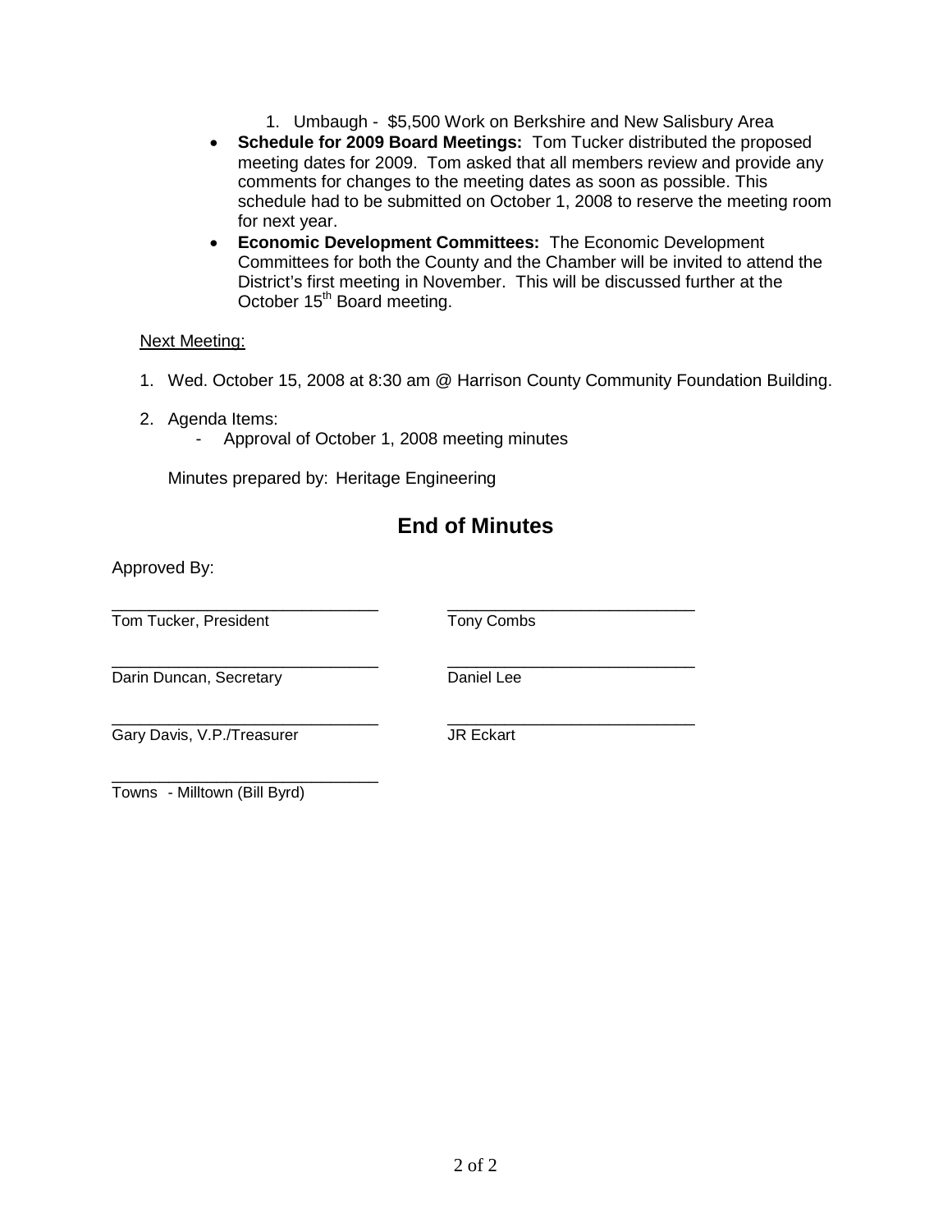1. Umbaugh - $5,500 Work on Berkshire and New Salisbury Area

- **Schedule for 2009 Board Meetings:** Tom Tucker distributed the proposed meeting dates for 2009. Tom asked that all members review and provide any comments for changes to the meeting dates as soon as possible. This schedule had to be submitted on October 1, 2008 to reserve the meeting room for next year.
- **Economic Development Committees:** The Economic Development Committees for both the County and the Chamber will be invited to attend the District's first meeting in November. This will be discussed further at the October 15th Board meeting.

Next Meeting:

1. Wed. October 15, 2008 at 8:30 am @ Harrison County Community Foundation Building.

2. Agenda Items:
   - Approval of October 1, 2008 meeting minutes

Minutes prepared by: Heritage Engineering

## End of Minutes

Approved By:

| | |
|---|---|
| ______________________________ | ______________________________ |
| Tom Tucker, President | Tony Combs |
| ______________________________ | ______________________________ |
| Darin Duncan, Secretary | Daniel Lee |
| ______________________________ | ______________________________ |
| Gary Davis, V.P./Treasurer | JR Eckart |
| ______________________________ | |
| Towns - Milltown (Bill Byrd) | |